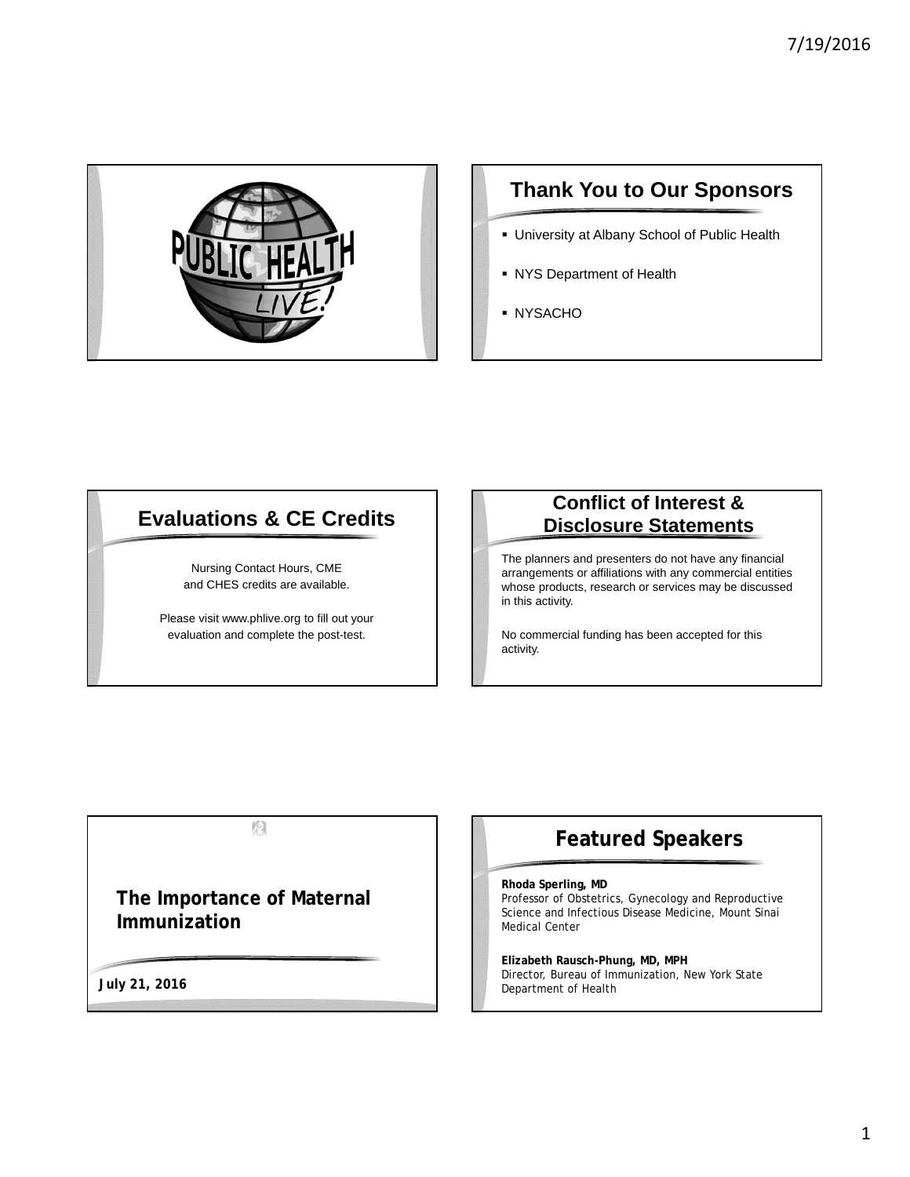PUBLIC HEALTH LIVE!

## Thank You to Our Sponsors

- University at Albany School of Public Health
- NYS Department of Health
- NYSACHO

## Evaluations & CE Credits

Nursing Contact Hours, CME and CHES credits are available.

Please visit www.phlive.org to fill out your evaluation and complete the post-test.

## Conflict of Interest & Disclosure Statements

The planners and presenters do not have any financial arrangements or affiliations with any commercial entities whose products, research or services may be discussed in this activity.

No commercial funding has been accepted for this activity.

## The Importance of Maternal Immunization

**July 21, 2016**

## Featured Speakers

**Rhoda Sperling, MD**
Professor of Obstetrics, Gynecology and Reproductive Science and Infectious Disease Medicine, Mount Sinai Medical Center

**Elizabeth Rausch-Phung, MD, MPH**
Director, Bureau of Immunization, New York State Department of Health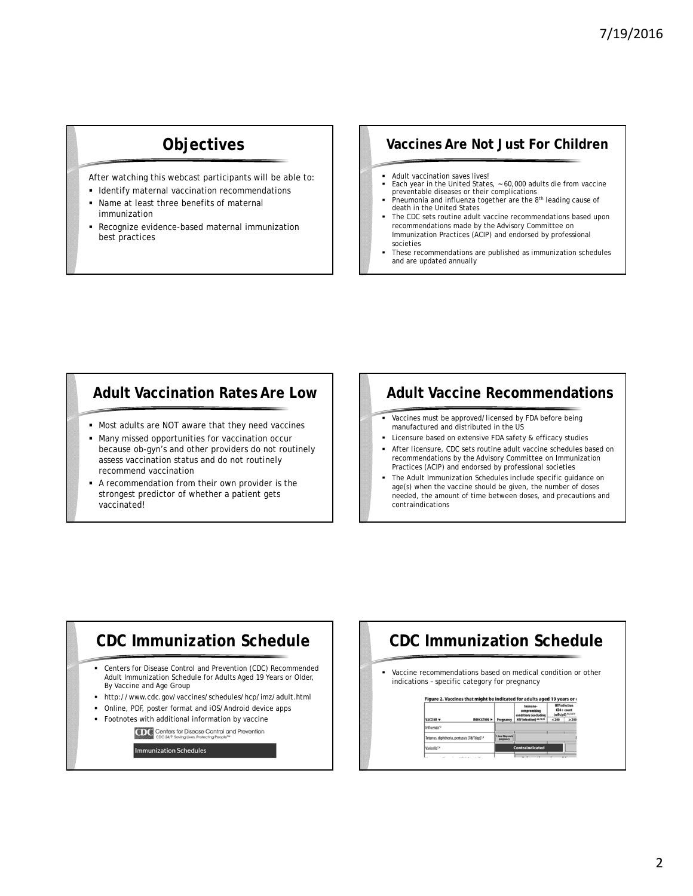## Objectives

After watching this webcast participants will be able to:

- Identify maternal vaccination recommendations
- Name at least three benefits of maternal immunization
- Recognize evidence-based maternal immunization best practices

## Vaccines Are Not Just For Children

- Adult vaccination saves lives!
- Each year in the United States, ~60,000 adults die from vaccine preventable diseases or their complications
- Pneumonia and influenza together are the 8th leading cause of death in the United States
- The CDC sets routine adult vaccine recommendations based upon recommendations made by the Advisory Committee on Immunization Practices (ACIP) and endorsed by professional societies
- These recommendations are published as immunization schedules and are updated annually

## Adult Vaccination Rates Are Low

- Most adults are NOT aware that they need vaccines
- Many missed opportunities for vaccination occur because ob-gyn's and other providers do not routinely assess vaccination status and do not routinely recommend vaccination
- A recommendation from their own provider is the strongest predictor of whether a patient gets vaccinated!

## Adult Vaccine Recommendations

- Vaccines must be approved/licensed by FDA before being manufactured and distributed in the US
- Licensure based on extensive FDA safety & efficacy studies
- After licensure, CDC sets routine adult vaccine schedules based on recommendations by the Advisory Committee on Immunization Practices (ACIP) and endorsed by professional societies
- The Adult Immunization Schedules include specific guidance on age(s) when the vaccine should be given, the number of doses needed, the amount of time between doses, and precautions and contraindications

## CDC Immunization Schedule

- Centers for Disease Control and Prevention (CDC) Recommended Adult Immunization Schedule for Adults Aged 19 Years or Older, By Vaccine and Age Group
- http://www.cdc.gov/vaccines/schedules/hcp/imz/adult.html
- Online, PDF, poster format and iOS/Android device apps
- Footnotes with additional information by vaccine

CDC Centers for Disease Control and Prevention
CDC 24/7: Saving Lives, Protecting People™

Immunization Schedules

## CDC Immunization Schedule

- Vaccine recommendations based on medical condition or other indications – specific category for pregnancy

Figure 2. Vaccines that might be indicated for adults aged 19 years or

| VACCINE ▼ INDICATION ► | Pregnancy | Immuno-compromising conditions (excluding HIV infection) | HIV infection CD4+ count (cells/μL) < 200 | ≥ 200 |
|---|---|---|---|---|
| Influenza | | | | |
| Tetanus, diphtheria, pertussis (Td/Tdap) | 1 dose Tdap each pregnancy | | | |
| Varicella | Contraindicated | | | |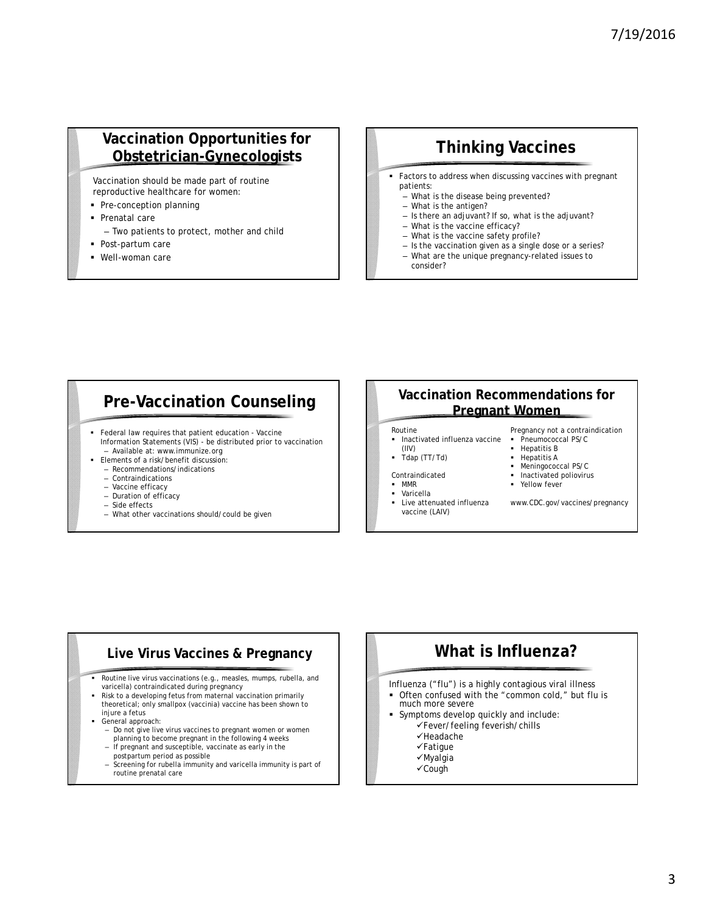## Vaccination Opportunities for Obstetrician-Gynecologists

Vaccination should be made part of routine reproductive healthcare for women:

- Pre-conception planning
- Prenatal care
  - Two patients to protect, mother and child
- Post-partum care
- Well-woman care

## Thinking Vaccines

- Factors to address when discussing vaccines with pregnant patients:
  - What is the disease being prevented?
  - What is the antigen?
  - Is there an adjuvant? If so, what is the adjuvant?
  - What is the vaccine efficacy?
  - What is the vaccine safety profile?
  - Is the vaccination given as a single dose or a series?
  - What are the unique pregnancy-related issues to consider?

## Pre-Vaccination Counseling

- Federal law requires that patient education - Vaccine Information Statements (VIS) - be distributed prior to vaccination
  - Available at: www.immunize.org
- Elements of a risk/benefit discussion:
  - Recommendations/indications
  - Contraindications
  - Vaccine efficacy
  - Duration of efficacy
  - Side effects
  - What other vaccinations should/could be given

## Vaccination Recommendations for Pregnant Women

Routine

- Inactivated influenza vaccine (IIV)
- Tdap (TT/Td)

Contraindicated

- MMR
- Varicella
- Live attenuated influenza vaccine (LAIV)

Pregnancy not a contraindication

- Pneumococcal PS/C
- Hepatitis B
- Hepatitis A
- Meningococcal PS/C
- Inactivated poliovirus
- Yellow fever

www.CDC.gov/vaccines/pregnancy

## Live Virus Vaccines & Pregnancy

- Routine live virus vaccinations (e.g., measles, mumps, rubella, and varicella) contraindicated during pregnancy
- Risk to a developing fetus from maternal vaccination primarily theoretical; only smallpox (vaccinia) vaccine has been shown to injure a fetus
- General approach:
  - Do not give live virus vaccines to pregnant women or women planning to become pregnant in the following 4 weeks
  - If pregnant and susceptible, vaccinate as early in the postpartum period as possible
  - Screening for rubella immunity and varicella immunity is part of routine prenatal care

## What is Influenza?

Influenza ("flu") is a highly contagious viral illness

- Often confused with the "common cold," but flu is much more severe
- Symptoms develop quickly and include:
  - ✓Fever/feeling feverish/chills
  - ✓Headache
  - ✓Fatigue
  - ✓Myalgia
  - ✓Cough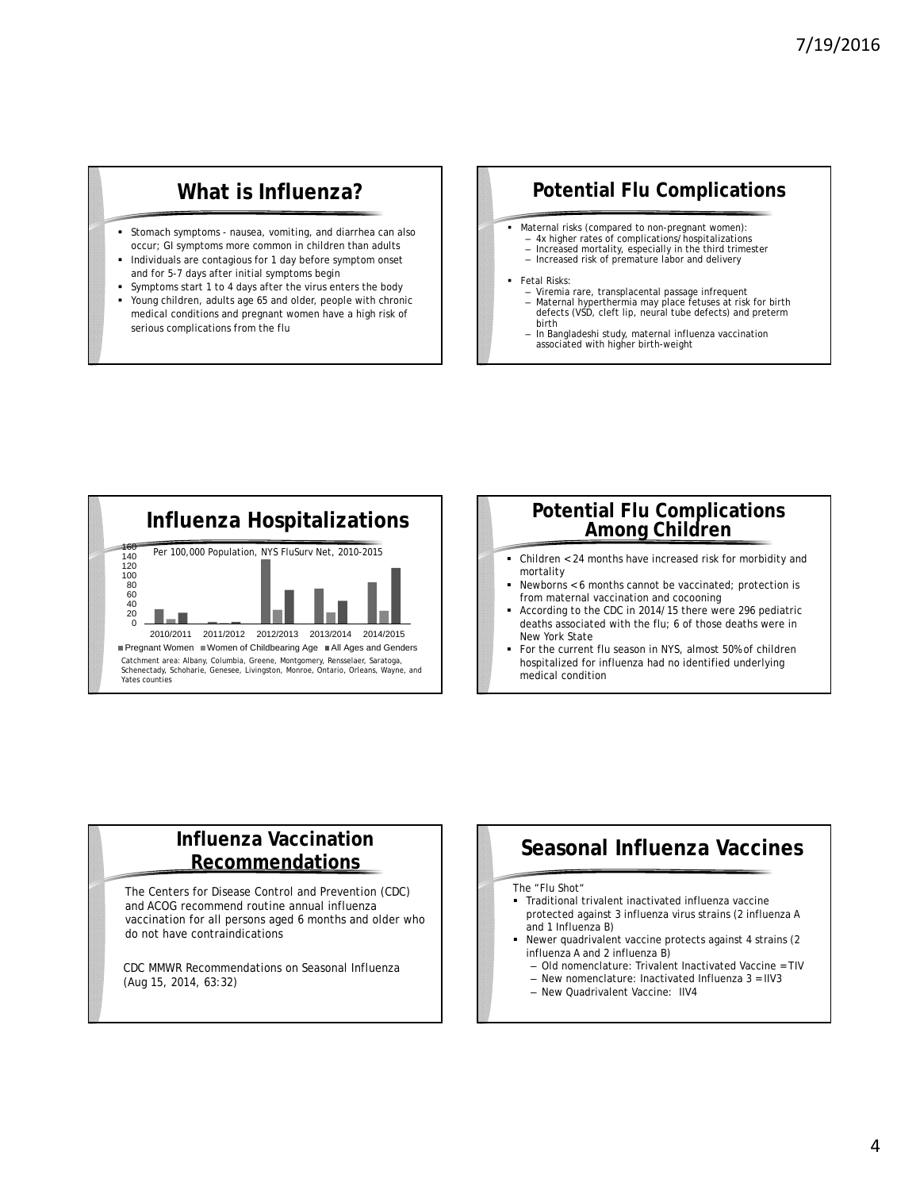## What is Influenza?

- Stomach symptoms - nausea, vomiting, and diarrhea can also occur; GI symptoms more common in children than adults
- Individuals are contagious for 1 day before symptom onset and for 5-7 days after initial symptoms begin
- Symptoms start 1 to 4 days after the virus enters the body
- Young children, adults age 65 and older, people with chronic medical conditions and pregnant women have a high risk of serious complications from the flu

## Potential Flu Complications

- Maternal risks (compared to non-pregnant women):
  - 4x higher rates of complications/hospitalizations
  - Increased mortality, especially in the third trimester
  - Increased risk of premature labor and delivery
- Fetal Risks:
  - Viremia rare, transplacental passage infrequent
  - Maternal hyperthermia may place fetuses at risk for birth defects (VSD, cleft lip, neural tube defects) and preterm birth
  - In Bangladeshi study, maternal influenza vaccination associated with higher birth-weight

## Influenza Hospitalizations

Per 100,000 Population, NYS FluSurv Net, 2010-2015

(Bar chart; y-axis 0–160; seasons 2010/2011, 2011/2012, 2012/2013, 2013/2014, 2014/2015)

Legend: Pregnant Women, Women of Childbearing Age, All Ages and Genders

Catchment area: Albany, Columbia, Greene, Montgomery, Rensselaer, Saratoga, Schenectady, Schoharie, Genesee, Livingston, Monroe, Ontario, Orleans, Wayne, and Yates counties

## Potential Flu Complications Among Children

- Children < 24 months have increased risk for morbidity and mortality
- Newborns < 6 months cannot be vaccinated; protection is from maternal vaccination and cocooning
- According to the CDC in 2014/15 there were 296 pediatric deaths associated with the flu; 6 of those deaths were in New York State
- For the current flu season in NYS, almost 50% of children hospitalized for influenza had no identified underlying medical condition

## Influenza Vaccination Recommendations

The Centers for Disease Control and Prevention (CDC) and ACOG recommend routine annual influenza vaccination for all persons aged 6 months and older who do not have contraindications

CDC MMWR Recommendations on Seasonal Influenza (Aug 15, 2014, 63:32)

## Seasonal Influenza Vaccines

The "Flu Shot"

- Traditional trivalent inactivated influenza vaccine protected against 3 influenza virus strains (2 influenza A and 1 Influenza B)
- Newer quadrivalent vaccine protects against 4 strains (2 influenza A and 2 influenza B)
  - Old nomenclature: Trivalent Inactivated Vaccine = TIV
  - New nomenclature: Inactivated Influenza 3 = IIV3
  - New Quadrivalent Vaccine: IIV4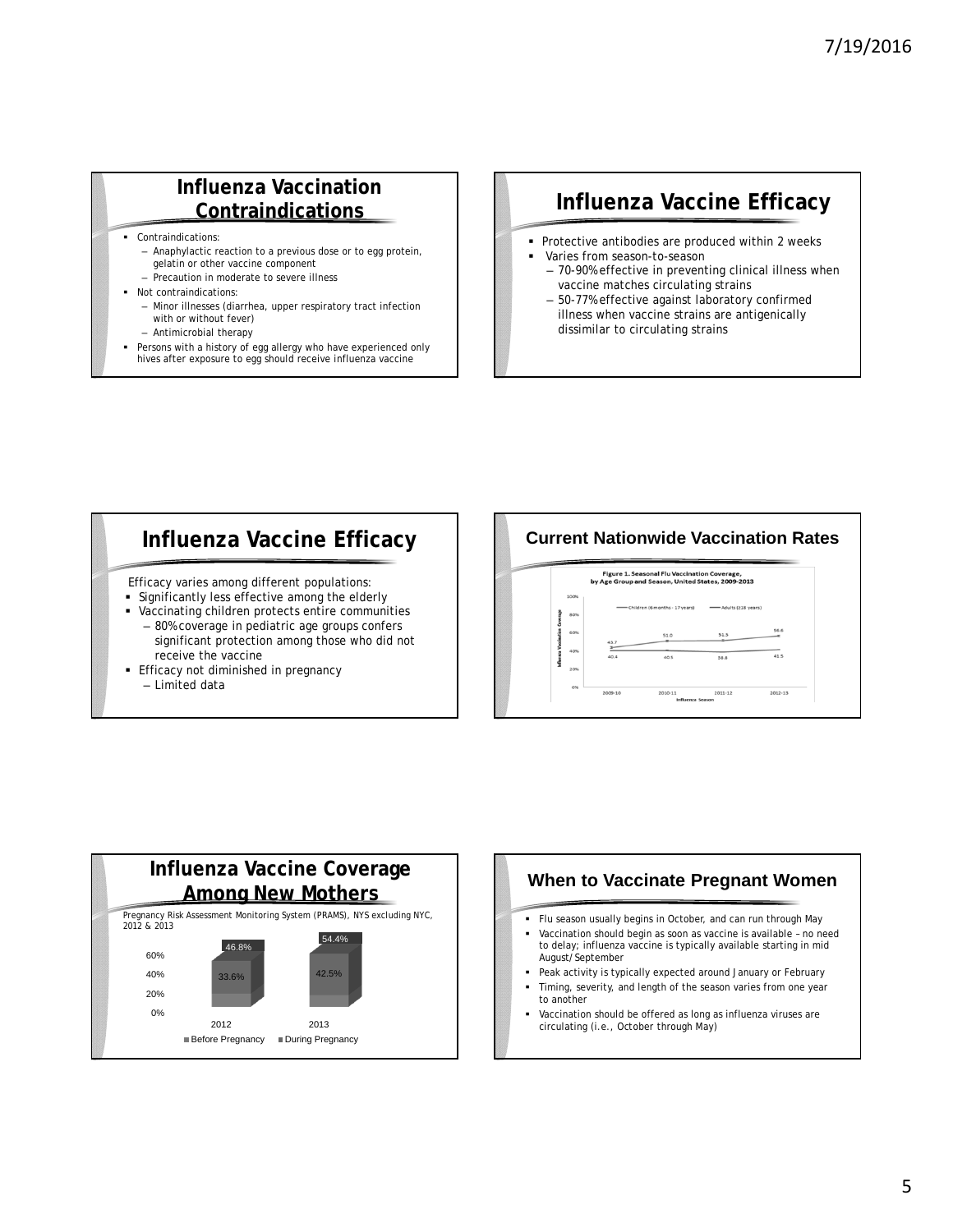## Influenza Vaccination Contraindications

- Contraindications:
  - Anaphylactic reaction to a previous dose or to egg protein, gelatin or other vaccine component
  - Precaution in moderate to severe illness
- Not contraindications:
  - Minor illnesses (diarrhea, upper respiratory tract infection with or without fever)
  - Antimicrobial therapy
- Persons with a history of egg allergy who have experienced only hives after exposure to egg should receive influenza vaccine

## Influenza Vaccine Efficacy

- Protective antibodies are produced within 2 weeks
- Varies from season-to-season
  - 70-90% effective in preventing clinical illness when vaccine matches circulating strains
  - 50-77% effective against laboratory confirmed illness when vaccine strains are antigenically dissimilar to circulating strains

## Influenza Vaccine Efficacy

Efficacy varies among different populations:

- Significantly less effective among the elderly
- Vaccinating children protects entire communities
  - 80% coverage in pediatric age groups confers significant protection among those who did not receive the vaccine
- Efficacy not diminished in pregnancy
  - Limited data

## Current Nationwide Vaccination Rates

Figure 1. Seasonal Flu Vaccination Coverage, by Age Group and Season, United States, 2009-2013

| Influenza Season | Children (6 months - 17 years) | Adults (≥18 years) |
|---|---|---|
| 2009-10 | 43.7 | 40.4 |
| 2010-11 | 51.0 | 40.5 |
| 2011-12 | 51.5 | 38.8 |
| 2012-13 | 56.6 | 41.5 |

## Influenza Vaccine Coverage Among New Mothers

Pregnancy Risk Assessment Monitoring System (PRAMS), NYS excluding NYC, 2012 & 2013

| Year | Before Pregnancy | During Pregnancy |
|---|---|---|
| 2012 | 33.6% | 46.8% |
| 2013 | 42.5% | 54.4% |

## When to Vaccinate Pregnant Women

- Flu season usually begins in October, and can run through May
- Vaccination should begin as soon as vaccine is available – no need to delay; influenza vaccine is typically available starting in mid August/September
- Peak activity is typically expected around January or February
- Timing, severity, and length of the season varies from one year to another
- Vaccination should be offered as long as influenza viruses are circulating (i.e., October through May)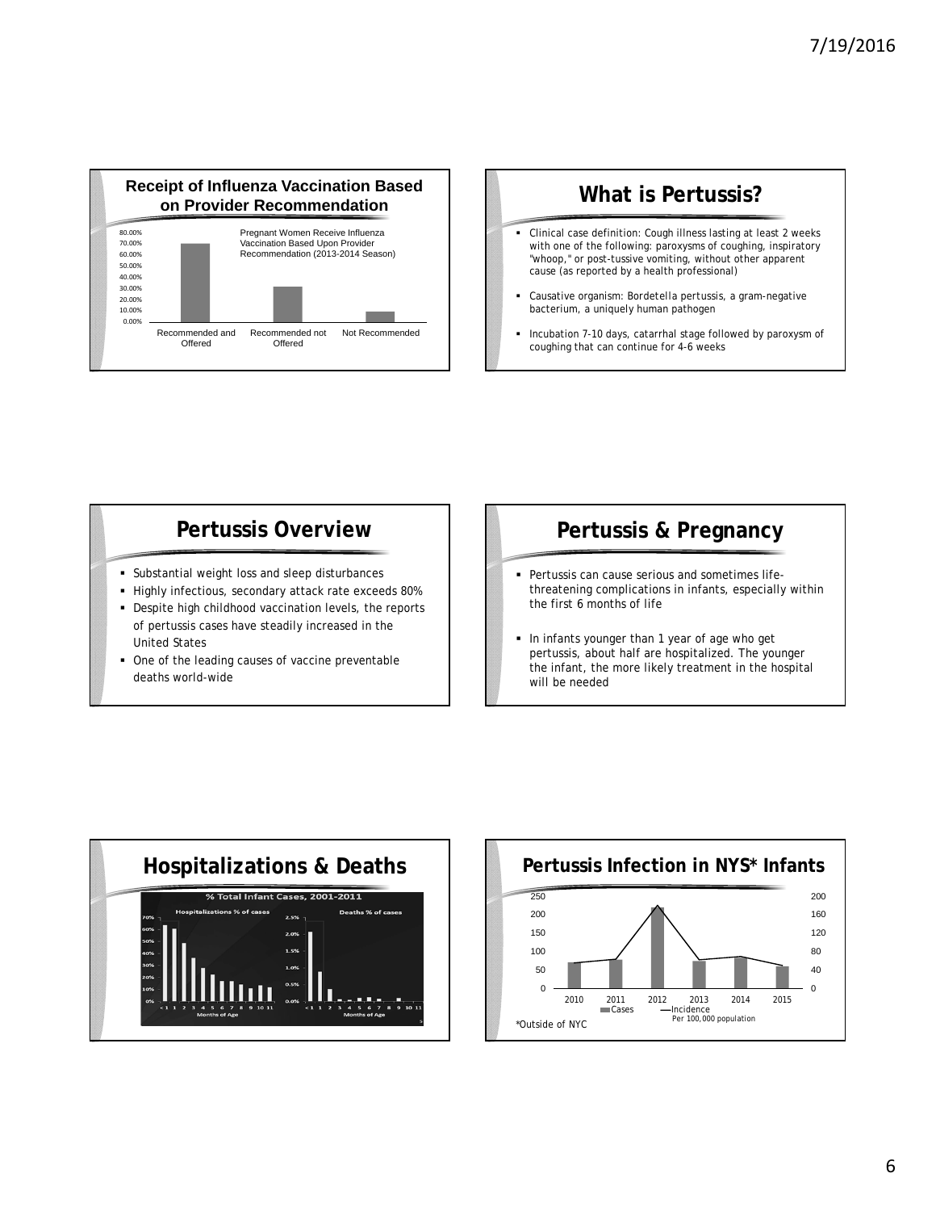## Receipt of Influenza Vaccination Based on Provider Recommendation

Pregnant Women Receive Influenza Vaccination Based Upon Provider Recommendation (2013-2014 Season)

80.00%
70.00%
60.00%
50.00%
40.00%
30.00%
20.00%
10.00%
0.00%

Recommended and Offered | Recommended not Offered | Not Recommended

## What is Pertussis?

- Clinical case definition: Cough illness lasting at least 2 weeks with one of the following: paroxysms of coughing, inspiratory "whoop," or post-tussive vomiting, without other apparent cause (as reported by a health professional)
- Causative organism: *Bordetella pertussis*, a gram-negative bacterium, a uniquely human pathogen
- Incubation 7-10 days, catarrhal stage followed by paroxysm of coughing that can continue for 4-6 weeks

## Pertussis Overview

- Substantial weight loss and sleep disturbances
- Highly infectious, secondary attack rate exceeds 80%
- Despite high childhood vaccination levels, the reports of pertussis cases have steadily increased in the United States
- One of the leading causes of vaccine preventable deaths world-wide

## Pertussis & Pregnancy

- Pertussis can cause serious and sometimes life-threatening complications in infants, especially within the first 6 months of life
- In infants younger than 1 year of age who get pertussis, about half are hospitalized. The younger the infant, the more likely treatment in the hospital will be needed

## Hospitalizations & Deaths

% Total Infant Cases, 2001-2011

Hospitalizations % of cases | Deaths % of cases

Months of Age: <1 1 2 3 4 5 6 7 8 9 10 11

## Pertussis Infection in NYS* Infants

Cases (0–250) | Incidence Per 100,000 population (0–200)

2010 2011 2012 2013 2014 2015

*Outside of NYC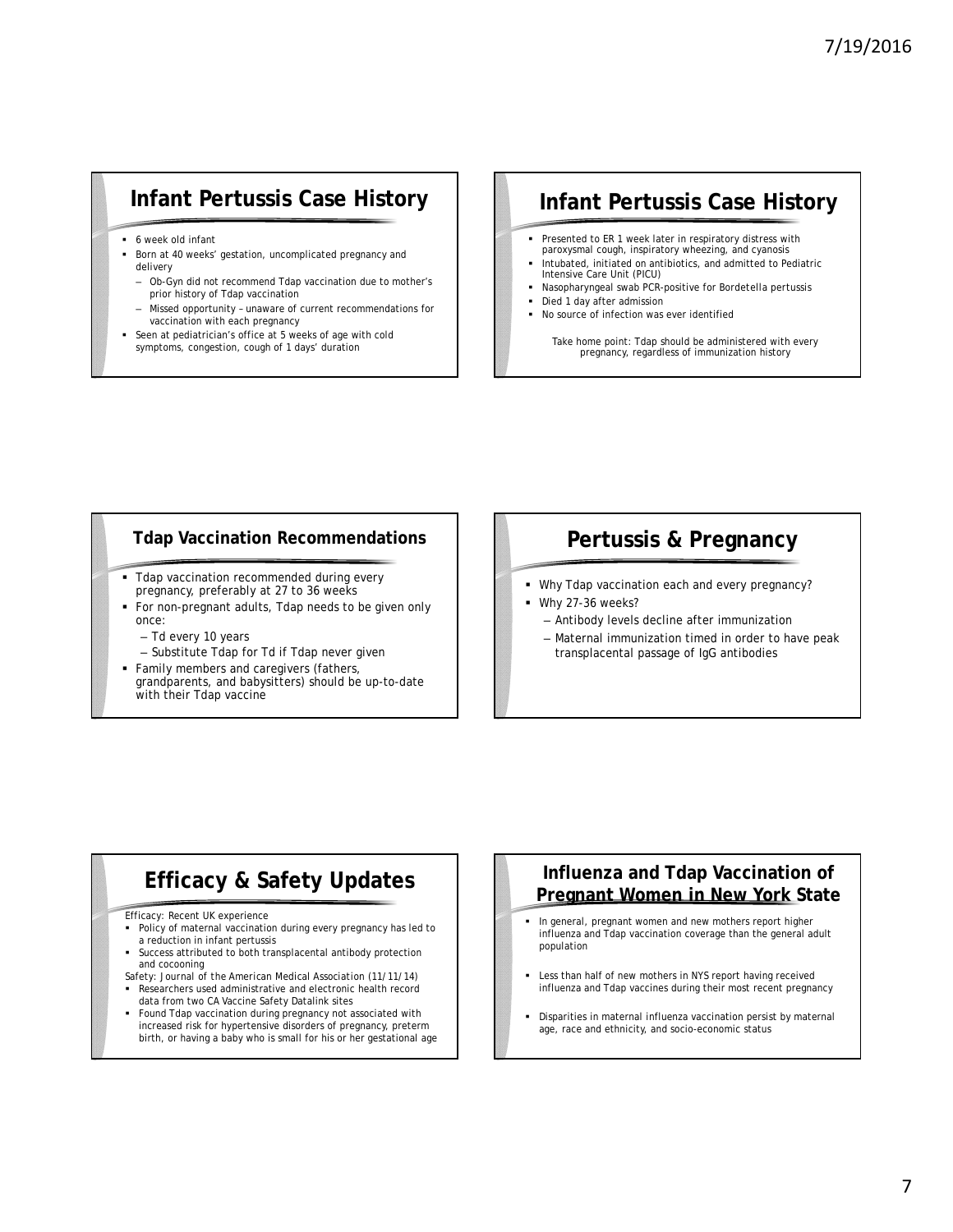## Infant Pertussis Case History

- 6 week old infant
- Born at 40 weeks' gestation, uncomplicated pregnancy and delivery
  - Ob-Gyn did not recommend Tdap vaccination due to mother's prior history of Tdap vaccination
  - Missed opportunity – unaware of current recommendations for vaccination with each pregnancy
- Seen at pediatrician's office at 5 weeks of age with cold symptoms, congestion, cough of 1 days' duration

## Infant Pertussis Case History

- Presented to ER 1 week later in respiratory distress with paroxysmal cough, inspiratory wheezing, and cyanosis
- Intubated, initiated on antibiotics, and admitted to Pediatric Intensive Care Unit (PICU)
- Nasopharyngeal swab PCR-positive for *Bordetella pertussis*
- Died 1 day after admission
- No source of infection was ever identified

Take home point: Tdap should be administered with every pregnancy, regardless of immunization history

## Tdap Vaccination Recommendations

- Tdap vaccination recommended during every pregnancy, preferably at 27 to 36 weeks
- For non-pregnant adults, Tdap needs to be given only once:
  - Td every 10 years
  - Substitute Tdap for Td if Tdap never given
- Family members and caregivers (fathers, grandparents, and babysitters) should be up-to-date with their Tdap vaccine

## Pertussis & Pregnancy

- Why Tdap vaccination each and every pregnancy?
- Why 27-36 weeks?
  - Antibody levels decline after immunization
  - Maternal immunization timed in order to have peak transplacental passage of IgG antibodies

## Efficacy & Safety Updates

Efficacy: Recent UK experience

- Policy of maternal vaccination during every pregnancy has led to a reduction in infant pertussis
- Success attributed to both transplacental antibody protection and cocooning

Safety: Journal of the American Medical Association (11/11/14)

- Researchers used administrative and electronic health record data from two CA Vaccine Safety Datalink sites
- Found Tdap vaccination during pregnancy not associated with increased risk for hypertensive disorders of pregnancy, preterm birth, or having a baby who is small for his or her gestational age

## Influenza and Tdap Vaccination of Pregnant Women in New York State

- In general, pregnant women and new mothers report higher influenza and Tdap vaccination coverage than the general adult population
- Less than half of new mothers in NYS report having received influenza and Tdap vaccines during their most recent pregnancy
- Disparities in maternal influenza vaccination persist by maternal age, race and ethnicity, and socio-economic status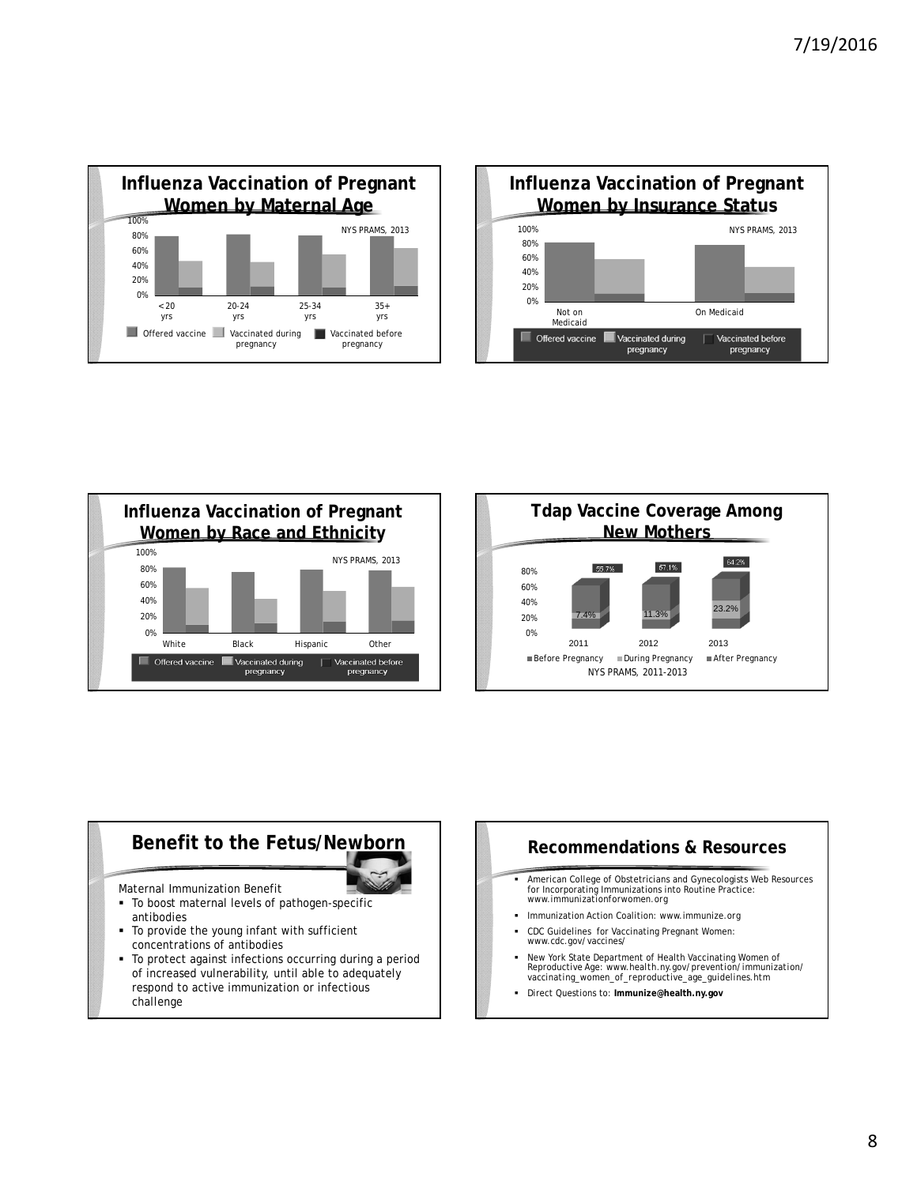## Influenza Vaccination of Pregnant Women by Maternal Age

NYS PRAMS, 2013

100%
80%
60%
40%
20%
0%

<20 yrs | 20-24 yrs | 25-34 yrs | 35+ yrs

Offered vaccine | Vaccinated during pregnancy | Vaccinated before pregnancy

## Influenza Vaccination of Pregnant Women by Insurance Status

NYS PRAMS, 2013

100%
80%
60%
40%
20%
0%

Not on Medicaid | On Medicaid

Offered vaccine | Vaccinated during pregnancy | Vaccinated before pregnancy

## Influenza Vaccination of Pregnant Women by Race and Ethnicity

NYS PRAMS, 2013

100%
80%
60%
40%
20%
0%

White | Black | Hispanic | Other

Offered vaccine | Vaccinated during pregnancy | Vaccinated before pregnancy

## Tdap Vaccine Coverage Among New Mothers

80%
60%
40%
20%
0%

| | 2011 | 2012 | 2013 |
|---|---|---|---|
| | 59.7% | 57.1% | 64.2% |
| | 7.4% | 11.3% | 23.2% |

Before Pregnancy | During Pregnancy | After Pregnancy

NYS PRAMS, 2011-2013

## Benefit to the Fetus/Newborn

Maternal Immunization Benefit

- To boost maternal levels of pathogen-specific antibodies
- To provide the young infant with sufficient concentrations of antibodies
- To protect against infections occurring during a period of increased vulnerability, until able to adequately respond to active immunization or infectious challenge

## Recommendations & Resources

- American College of Obstetricians and Gynecologists Web Resources for Incorporating Immunizations into Routine Practice: www.immunizationforwomen.org
- Immunization Action Coalition: www.immunize.org
- CDC Guidelines for Vaccinating Pregnant Women: www.cdc.gov/vaccines/
- New York State Department of Health Vaccinating Women of Reproductive Age: www.health.ny.gov/prevention/immunization/vaccinating_women_of_reproductive_age_guidelines.htm
- Direct Questions to: **Immunize@health.ny.gov**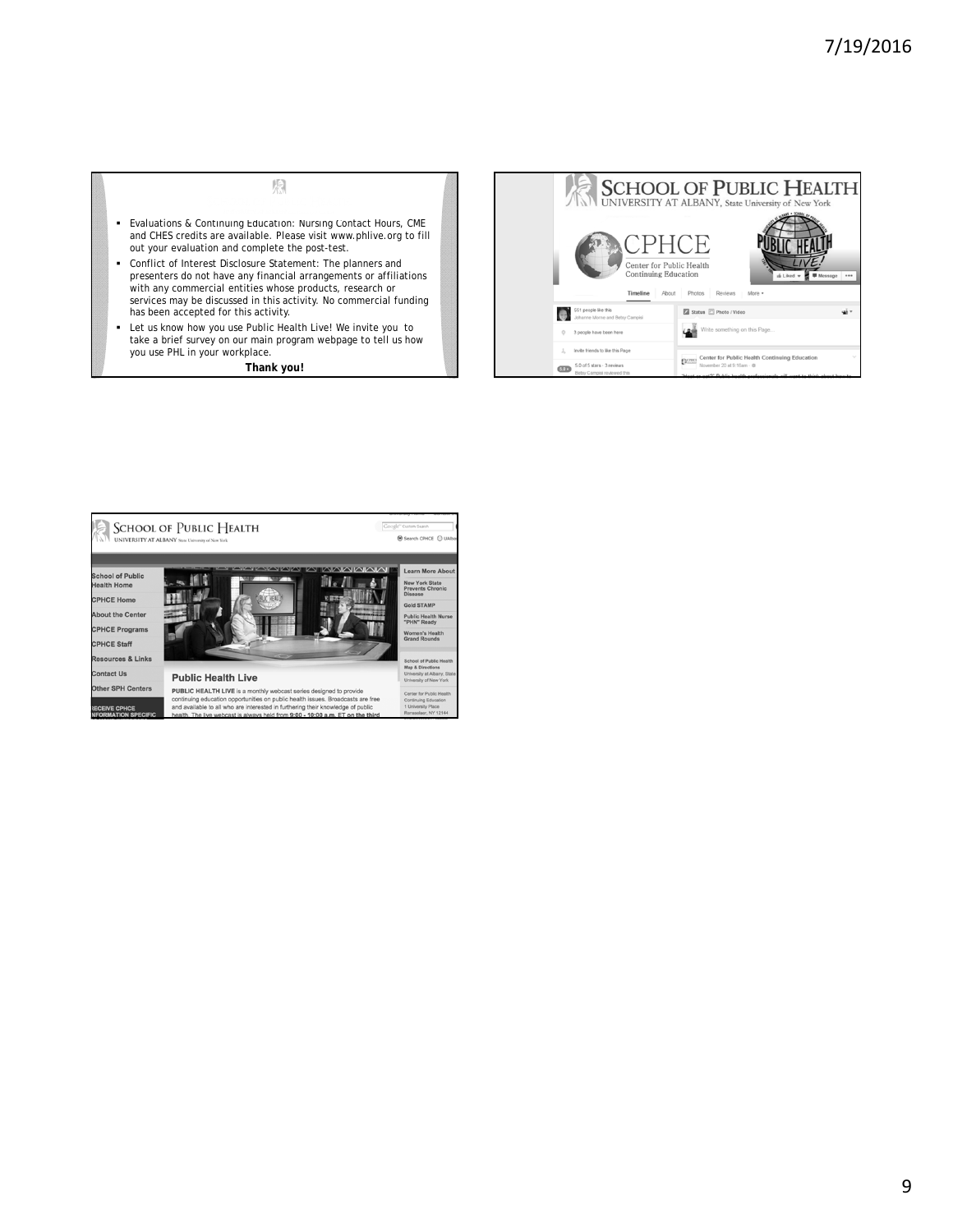- Evaluations & Continuing Education: Nursing Contact Hours, CME and CHES credits are available. Please visit www.phlive.org to fill out your evaluation and complete the post-test.
- Conflict of Interest Disclosure Statement: The planners and presenters do not have any financial arrangements or affiliations with any commercial entities whose products, research or services may be discussed in this activity. No commercial funding has been accepted for this activity.
- Let us know how you use Public Health Live! We invite you to take a brief survey on our main program webpage to tell us how you use PHL in your workplace.

**Thank you!**